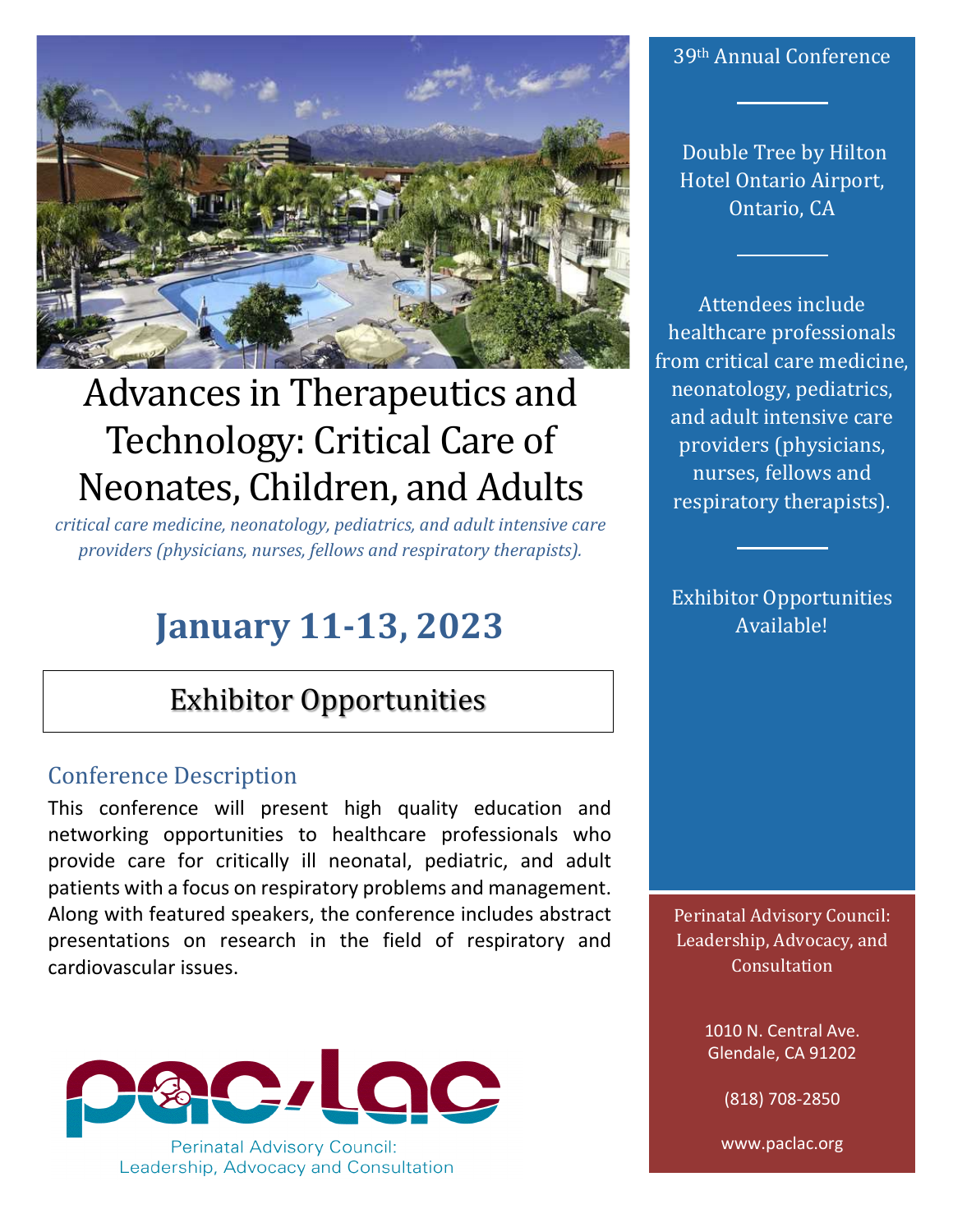# Advances in Therapeutics and Technology: Critical Care of Neonates, Children, and Adults

*critical care medicine, neonatology, pediatrics, and adult intensive care providers (physicians, nurses, fellows and respiratory therapists).*

## January 11-13, 2023

## Exhibitor Opportunities

### Conference Description

This conference will present high quality education and networking opportunities to healthcare professionals who provide care for critically ill neonatal, pediatric, and adult patients with a focus on respiratory problems and management. Along with featured speakers, the conference includes abstract presentations on research in the field of respiratory and cardiovascular issues.

pac/lac

Perinatal Advisory Council: Leadership, Advocacy and Consultation

39th Annual Conference

Double Tree by Hilton Hotel Ontario Airport, Ontario, CA

Attendees include healthcare professionals from critical care medicine, neonatology, pediatrics, and adult intensive care providers (physicians, nurses, fellows and respiratory therapists).

Exhibitor Opportunities Available!

Perinatal Advisory Council: Leadership, Advocacy, and Consultation

1010 N. Central Ave.
Glendale, CA 91202

(818) 708-2850

www.paclac.org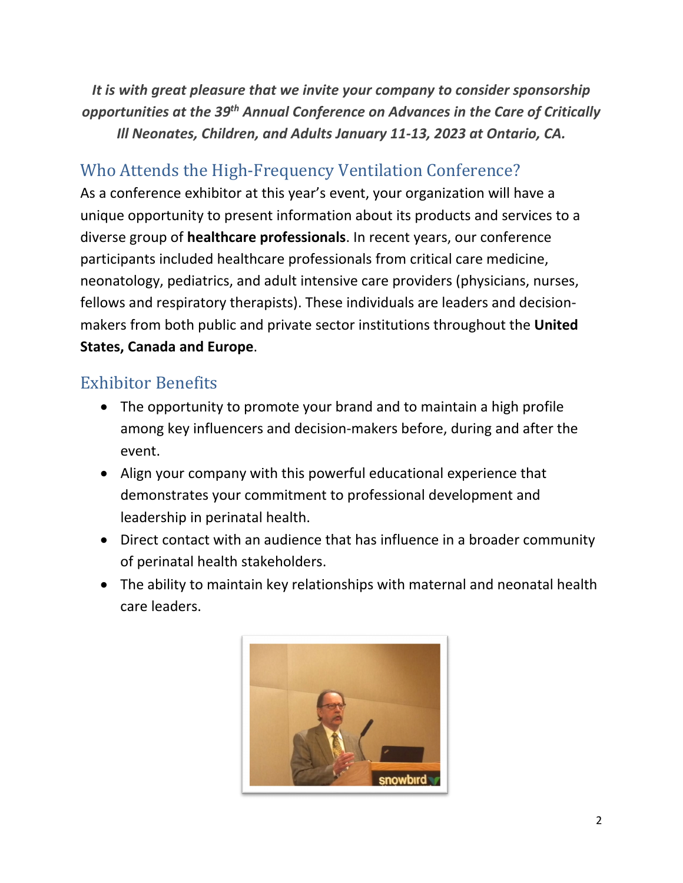***It is with great pleasure that we invite your company to consider sponsorship opportunities at the 39th Annual Conference on Advances in the Care of Critically Ill Neonates, Children, and Adults January 11-13, 2023 at Ontario, CA.***

## Who Attends the High-Frequency Ventilation Conference?

As a conference exhibitor at this year's event, your organization will have a unique opportunity to present information about its products and services to a diverse group of **healthcare professionals**. In recent years, our conference participants included healthcare professionals from critical care medicine, neonatology, pediatrics, and adult intensive care providers (physicians, nurses, fellows and respiratory therapists). These individuals are leaders and decision-makers from both public and private sector institutions throughout the **United States, Canada and Europe**.

## Exhibitor Benefits

- The opportunity to promote your brand and to maintain a high profile among key influencers and decision-makers before, during and after the event.
- Align your company with this powerful educational experience that demonstrates your commitment to professional development and leadership in perinatal health.
- Direct contact with an audience that has influence in a broader community of perinatal health stakeholders.
- The ability to maintain key relationships with maternal and neonatal health care leaders.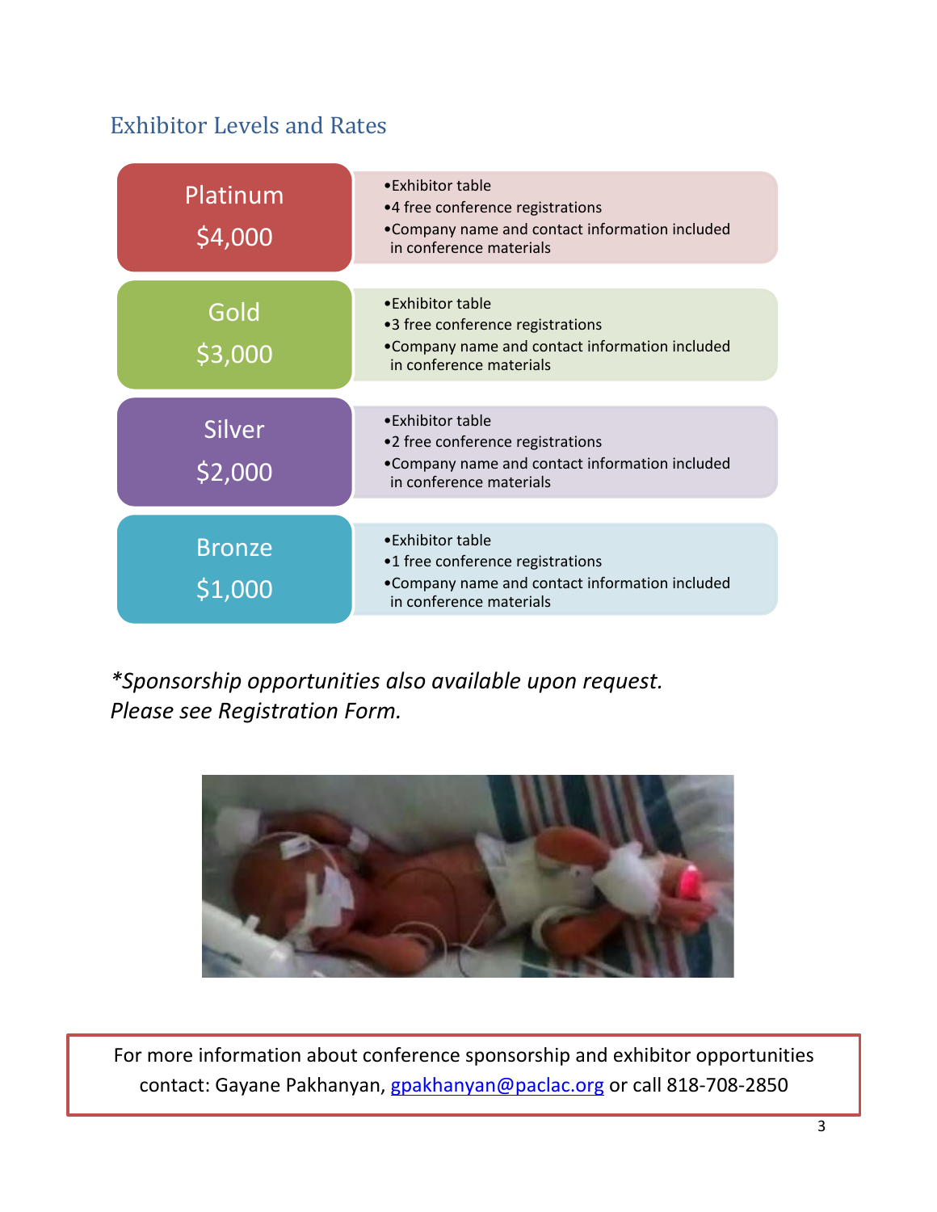## Exhibitor Levels and Rates

| | |
|---|---|
| **Platinum** $4,000 | •Exhibitor table<br>•4 free conference registrations<br>•Company name and contact information included in conference materials |
| **Gold** $3,000 | •Exhibitor table<br>•3 free conference registrations<br>•Company name and contact information included in conference materials |
| **Silver** $2,000 | •Exhibitor table<br>•2 free conference registrations<br>•Company name and contact information included in conference materials |
| **Bronze** $1,000 | •Exhibitor table<br>•1 free conference registrations<br>•Company name and contact information included in conference materials |

*\*Sponsorship opportunities also available upon request. Please see Registration Form.*

For more information about conference sponsorship and exhibitor opportunities contact: Gayane Pakhanyan, gpakhanyan@paclac.org or call 818-708-2850